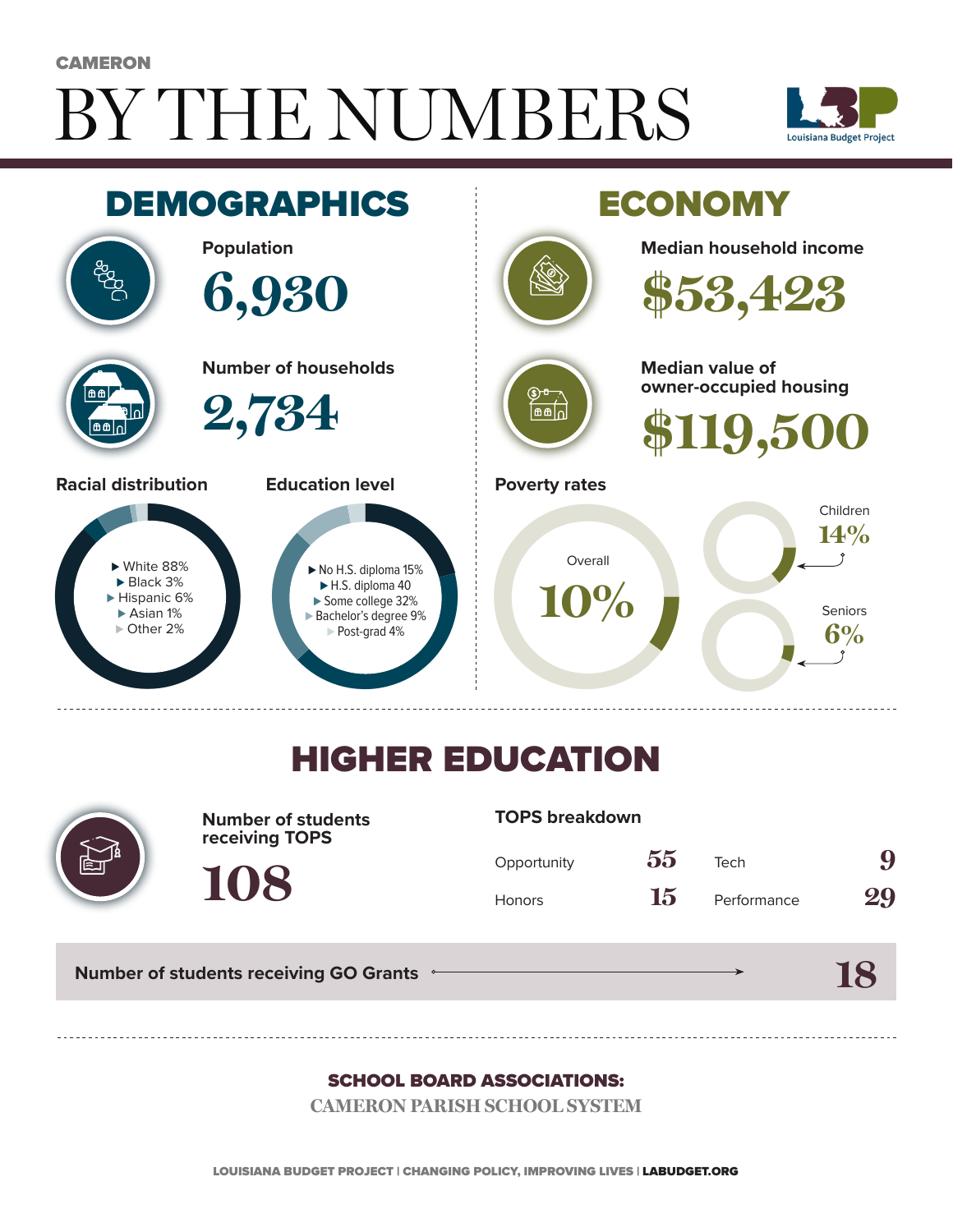CAMERON

# BY THE NUMBERS

Louisiana Budget Project

## DEMOGRAPHICS

**Population**

6,930

**Number of households**

2,734

**Racial distribution**

- White 88%
- Black 3%
- Hispanic 6%
- Asian 1%
- Other 2%

**Education level**

- No H.S. diploma 15%
- H.S. diploma 40
- Some college 32%
- Bachelor's degree 9%
- Post-grad 4%

## ECONOMY

**Median household income**

$53,423

**Median value of owner-occupied housing**

$119,500

**Poverty rates**

Overall 10%

Children 14%

Seniors 6%

## HIGHER EDUCATION

**Number of students receiving TOPS**

108

**TOPS breakdown**

| | | | |
|---|---|---|---|
| Opportunity | 55 | Tech | 9 |
| Honors | 15 | Performance | 29 |

**Number of students receiving GO Grants** 18

**SCHOOL BOARD ASSOCIATIONS:**

CAMERON PARISH SCHOOL SYSTEM

LOUISIANA BUDGET PROJECT | CHANGING POLICY, IMPROVING LIVES | LABUDGET.ORG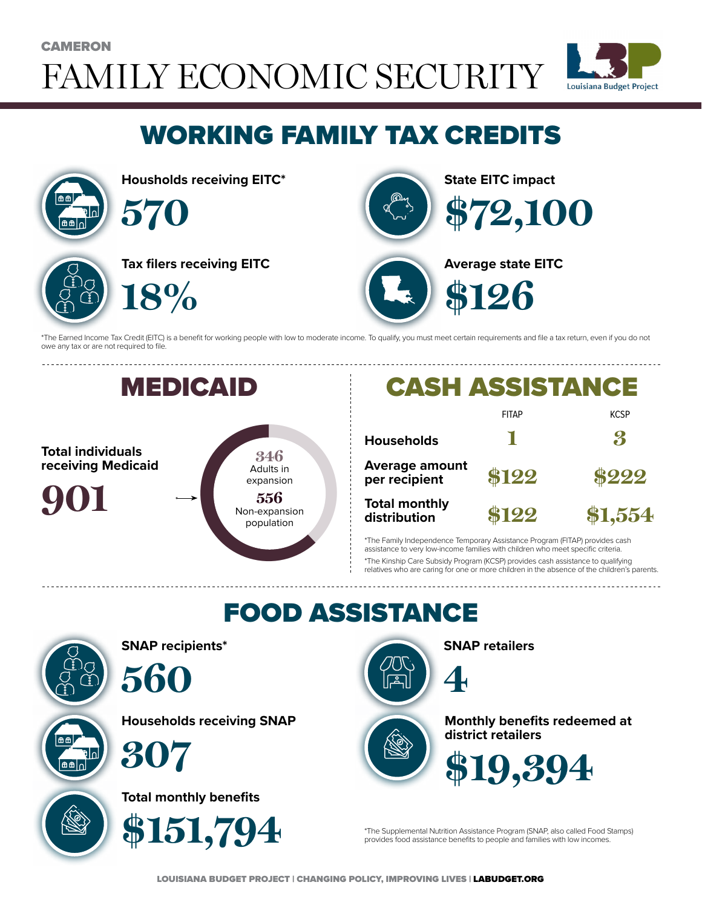CAMERON

# FAMILY ECONOMIC SECURITY

Louisiana Budget Project

## WORKING FAMILY TAX CREDITS

**Households receiving EITC***

**570**

**State EITC impact**

**$72,100**

**Tax filers receiving EITC**

**18%**

**Average state EITC**

**$126**

*The Earned Income Tax Credit (EITC) is a benefit for working people with low to moderate income. To qualify, you must meet certain requirements and file a tax return, even if you do not owe any tax or are not required to file.

## MEDICAID

**Total individuals receiving Medicaid**

**901**

346
Adults in expansion

556
Non-expansion population

## CASH ASSISTANCE

| | FITAP | KCSP |
|---|---|---|
| **Households** | 1 | 3 |
| **Average amount per recipient** | $122 | $222 |
| **Total monthly distribution** | $122 | $1,554 |

*The Family Independence Temporary Assistance Program (FITAP) provides cash assistance to very low-income families with children who meet specific criteria.

*The Kinship Care Subsidy Program (KCSP) provides cash assistance to qualifying relatives who are caring for one or more children in the absence of the children's parents.

## FOOD ASSISTANCE

**SNAP recipients***

**560**

**Households receiving SNAP**

**307**

**Total monthly benefits**

**$151,794**

**SNAP retailers**

**4**

**Monthly benefits redeemed at district retailers**

**$19,394**

*The Supplemental Nutrition Assistance Program (SNAP, also called Food Stamps) provides food assistance benefits to people and families with low incomes.

LOUISIANA BUDGET PROJECT | CHANGING POLICY, IMPROVING LIVES | LABUDGET.ORG